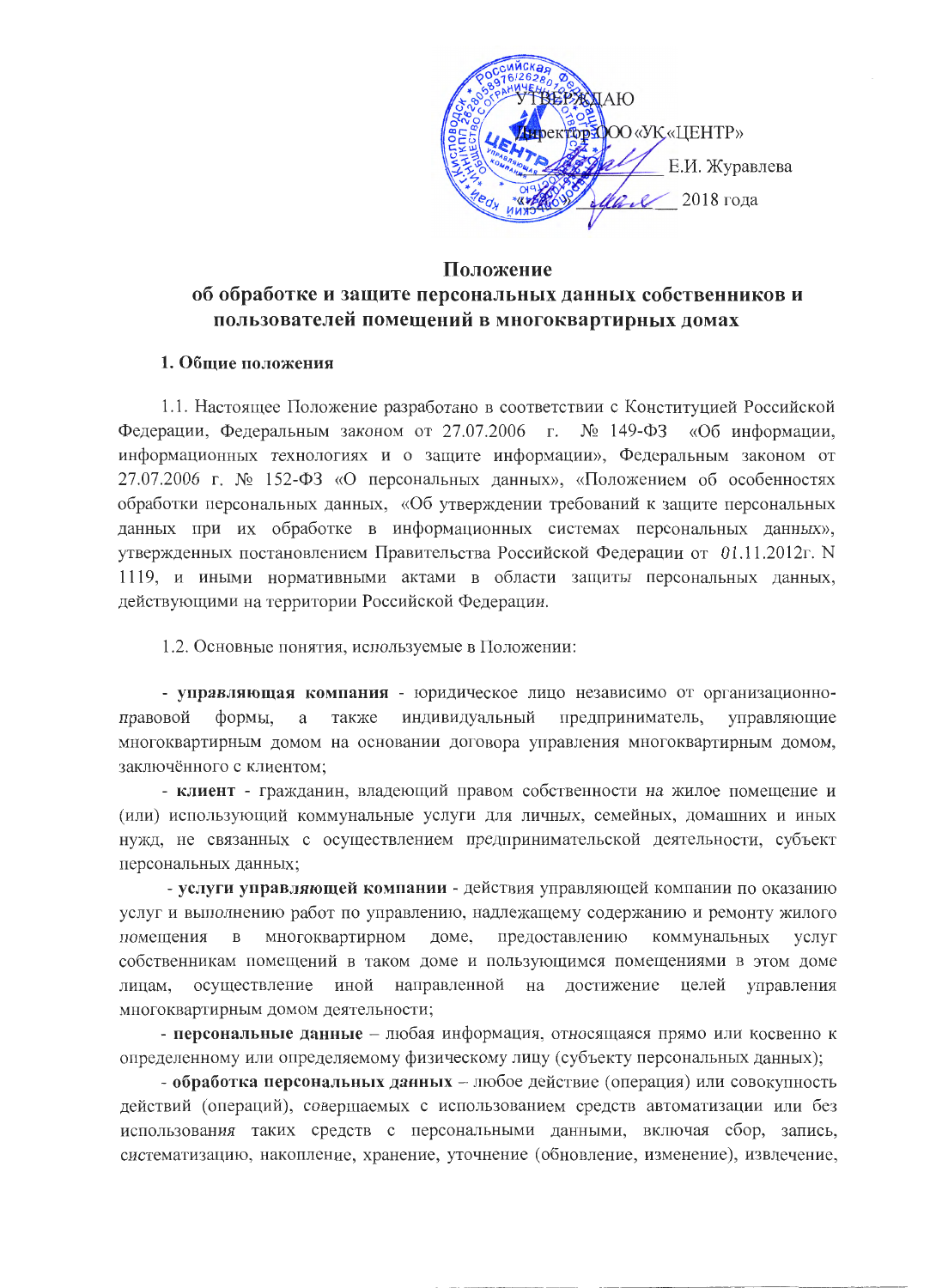УТВЕРЖДАЮ

Директор ООО «УК «ЦЕНТР»

_____________ Е.И. Журавлева

«___» ___________ 2018 года

# Положение
## об обработке и защите персональных данных собственников и пользователей помещений в многоквартирных домах

**1. Общие положения**

1.1. Настоящее Положение разработано в соответствии с Конституцией Российской Федерации, Федеральным законом от 27.07.2006 г. № 149-ФЗ «Об информации, информационных технологиях и о защите информации», Федеральным законом от 27.07.2006 г. № 152-ФЗ «О персональных данных», «Положением об особенностях обработки персональных данных, «Об утверждении требований к защите персональных данных при их обработке в информационных системах персональных данных», утвержденных постановлением Правительства Российской Федерации от 01.11.2012г. N 1119, и иными нормативными актами в области защиты персональных данных, действующими на территории Российской Федерации.

1.2. Основные понятия, используемые в Положении:

- **управляющая компания** - юридическое лицо независимо от организационно-правовой формы, а также индивидуальный предприниматель, управляющие многоквартирным домом на основании договора управления многоквартирным домом, заключённого с клиентом;
- **клиент** - гражданин, владеющий правом собственности на жилое помещение и (или) использующий коммунальные услуги для личных, семейных, домашних и иных нужд, не связанных с осуществлением предпринимательской деятельности, субъект персональных данных;
- **услуги управляющей компании** - действия управляющей компании по оказанию услуг и выполнению работ по управлению, надлежащему содержанию и ремонту жилого помещения в многоквартирном доме, предоставлению коммунальных услуг собственникам помещений в таком доме и пользующимся помещениями в этом доме лицам, осуществление иной направленной на достижение целей управления многоквартирным домом деятельности;
- **персональные данные** – любая информация, относящаяся прямо или косвенно к определенному или определяемому физическому лицу (субъекту персональных данных);
- **обработка персональных данных** – любое действие (операция) или совокупность действий (операций), совершаемых с использованием средств автоматизации или без использования таких средств с персональными данными, включая сбор, запись, систематизацию, накопление, хранение, уточнение (обновление, изменение), извлечение,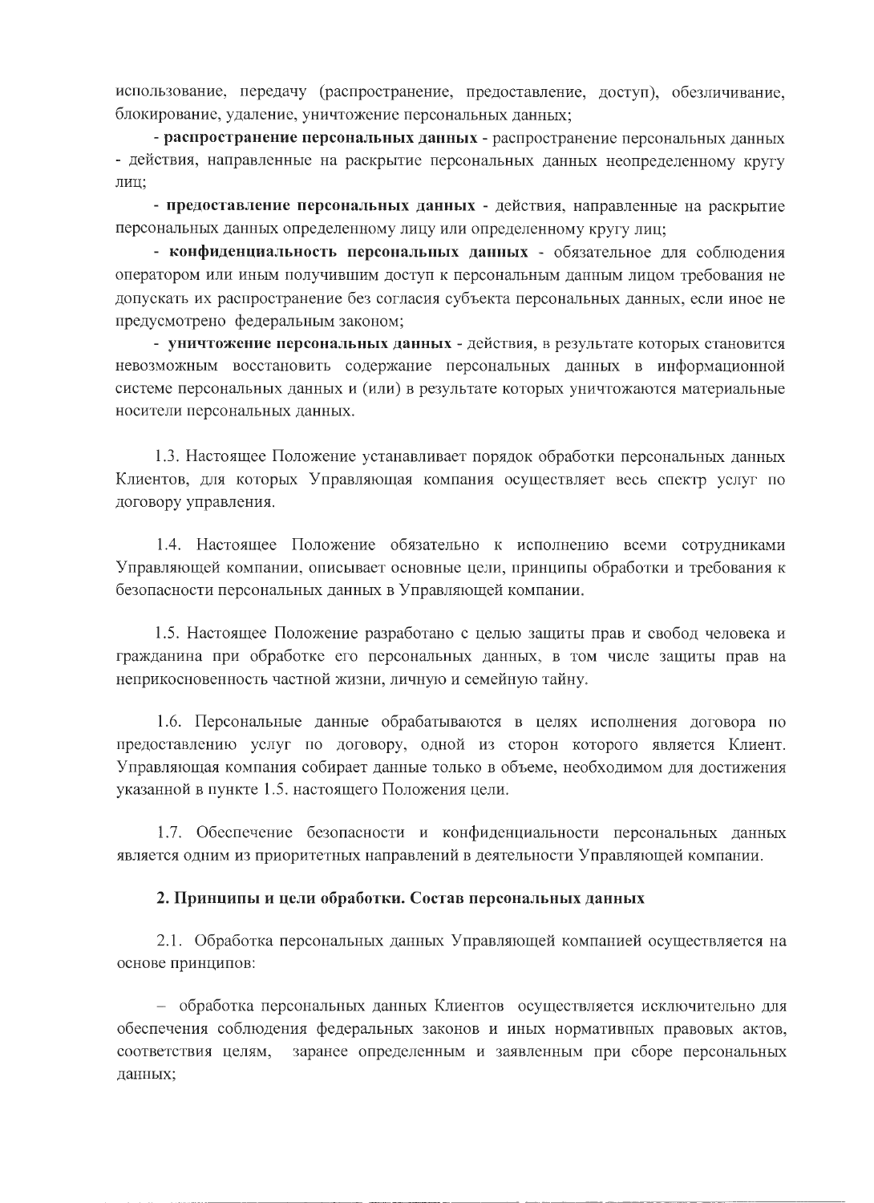использование, передачу (распространение, предоставление, доступ), обезличивание, блокирование, удаление, уничтожение персональных данных;

- **распространение персональных данных** - распространение персональных данных - действия, направленные на раскрытие персональных данных неопределенному кругу лиц;

- **предоставление персональных данных** - действия, направленные на раскрытие персональных данных определенному лицу или определенному кругу лиц;

- **конфиденциальность персональных данных** - обязательное для соблюдения оператором или иным получившим доступ к персональным данным лицом требования не допускать их распространение без согласия субъекта персональных данных, если иное не предусмотрено федеральным законом;

- **уничтожение персональных данных** - действия, в результате которых становится невозможным восстановить содержание персональных данных в информационной системе персональных данных и (или) в результате которых уничтожаются материальные носители персональных данных.

1.3. Настоящее Положение устанавливает порядок обработки персональных данных Клиентов, для которых Управляющая компания осуществляет весь спектр услуг по договору управления.

1.4. Настоящее Положение обязательно к исполнению всеми сотрудниками Управляющей компании, описывает основные цели, принципы обработки и требования к безопасности персональных данных в Управляющей компании.

1.5. Настоящее Положение разработано с целью защиты прав и свобод человека и гражданина при обработке его персональных данных, в том числе защиты прав на неприкосновенность частной жизни, личную и семейную тайну.

1.6. Персональные данные обрабатываются в целях исполнения договора по предоставлению услуг по договору, одной из сторон которого является Клиент. Управляющая компания собирает данные только в объеме, необходимом для достижения указанной в пункте 1.5. настоящего Положения цели.

1.7. Обеспечение безопасности и конфиденциальности персональных данных является одним из приоритетных направлений в деятельности Управляющей компании.

## 2. Принципы и цели обработки. Состав персональных данных

2.1. Обработка персональных данных Управляющей компанией осуществляется на основе принципов:

– обработка персональных данных Клиентов осуществляется исключительно для обеспечения соблюдения федеральных законов и иных нормативных правовых актов, соответствия целям, заранее определенным и заявленным при сборе персональных данных;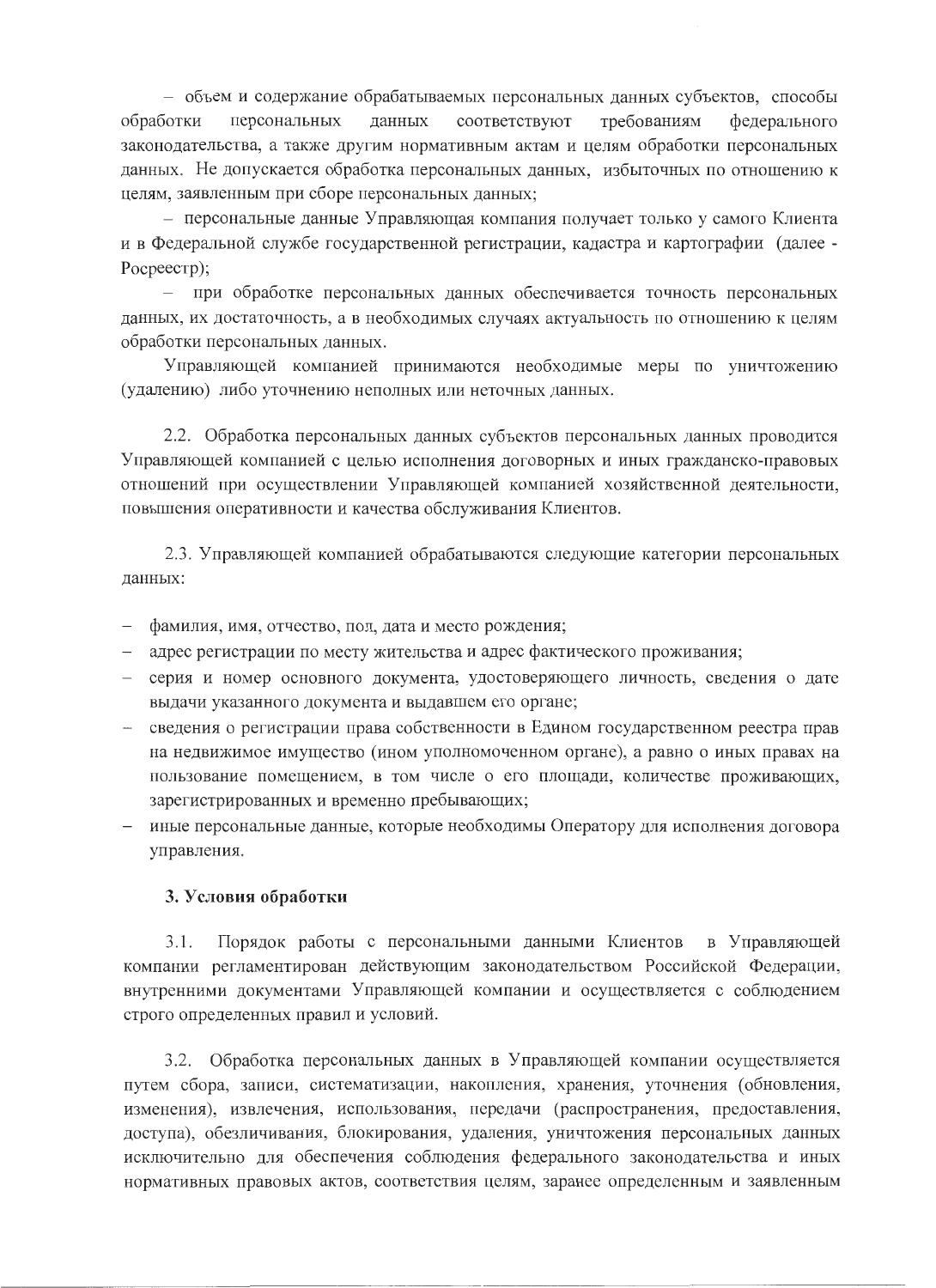– объем и содержание обрабатываемых персональных данных субъектов, способы обработки персональных данных соответствуют требованиям федерального законодательства, а также другим нормативным актам и целям обработки персональных данных. Не допускается обработка персональных данных, избыточных по отношению к целям, заявленным при сборе персональных данных;

– персональные данные Управляющая компания получает только у самого Клиента и в Федеральной службе государственной регистрации, кадастра и картографии (далее - Росреестр);

– при обработке персональных данных обеспечивается точность персональных данных, их достаточность, а в необходимых случаях актуальность по отношению к целям обработки персональных данных.

Управляющей компанией принимаются необходимые меры по уничтожению (удалению) либо уточнению неполных или неточных данных.

2.2. Обработка персональных данных субъектов персональных данных проводится Управляющей компанией с целью исполнения договорных и иных гражданско-правовых отношений при осуществлении Управляющей компанией хозяйственной деятельности, повышения оперативности и качества обслуживания Клиентов.

2.3. Управляющей компанией обрабатываются следующие категории персональных данных:

- фамилия, имя, отчество, пол, дата и место рождения;
- адрес регистрации по месту жительства и адрес фактического проживания;
- серия и номер основного документа, удостоверяющего личность, сведения о дате выдачи указанного документа и выдавшем его органе;
- сведения о регистрации права собственности в Едином государственном реестра прав на недвижимое имущество (ином уполномоченном органе), а равно о иных правах на пользование помещением, в том числе о его площади, количестве проживающих, зарегистрированных и временно пребывающих;
- иные персональные данные, которые необходимы Оператору для исполнения договора управления.

### 3. Условия обработки

3.1. Порядок работы с персональными данными Клиентов в Управляющей компании регламентирован действующим законодательством Российской Федерации, внутренними документами Управляющей компании и осуществляется с соблюдением строго определенных правил и условий.

3.2. Обработка персональных данных в Управляющей компании осуществляется путем сбора, записи, систематизации, накопления, хранения, уточнения (обновления, изменения), извлечения, использования, передачи (распространения, предоставления, доступа), обезличивания, блокирования, удаления, уничтожения персональных данных исключительно для обеспечения соблюдения федерального законодательства и иных нормативных правовых актов, соответствия целям, заранее определенным и заявленным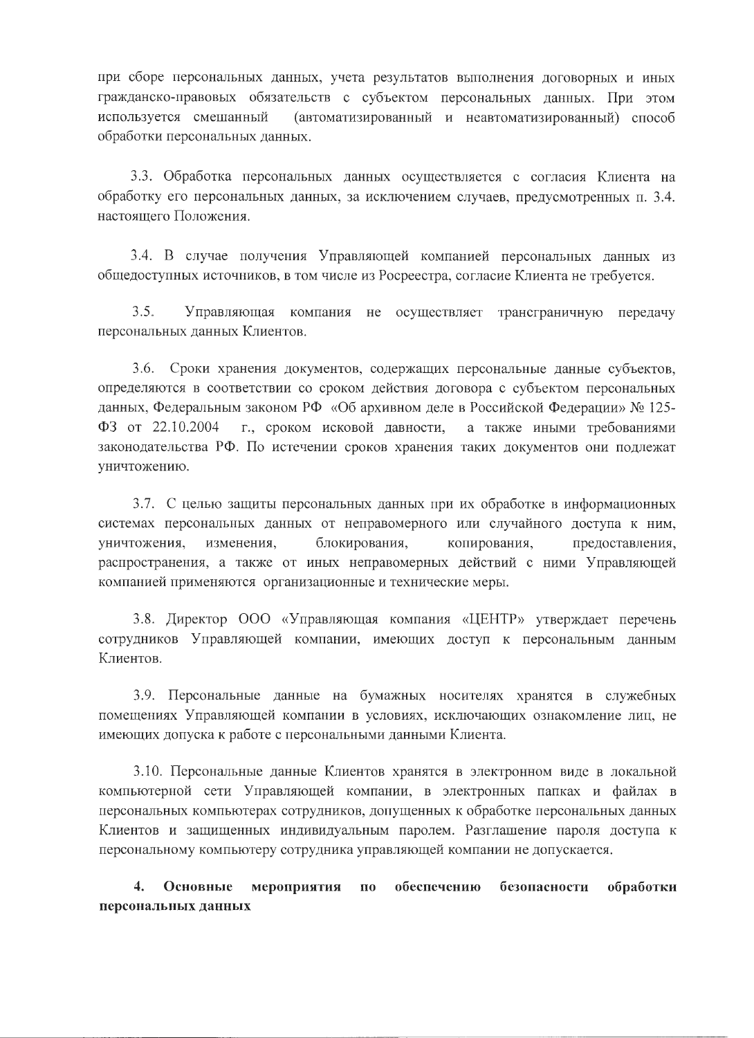при сборе персональных данных, учета результатов выполнения договорных и иных гражданско-правовых обязательств с субъектом персональных данных. При этом используется смешанный (автоматизированный и неавтоматизированный) способ обработки персональных данных.

3.3. Обработка персональных данных осуществляется с согласия Клиента на обработку его персональных данных, за исключением случаев, предусмотренных п. 3.4. настоящего Положения.

3.4. В случае получения Управляющей компанией персональных данных из общедоступных источников, в том числе из Росреестра, согласие Клиента не требуется.

3.5. Управляющая компания не осуществляет трансграничную передачу персональных данных Клиентов.

3.6. Сроки хранения документов, содержащих персональные данные субъектов, определяются в соответствии со сроком действия договора с субъектом персональных данных, Федеральным законом РФ «Об архивном деле в Российской Федерации» № 125-ФЗ от 22.10.2004 г., сроком исковой давности, а также иными требованиями законодательства РФ. По истечении сроков хранения таких документов они подлежат уничтожению.

3.7. С целью защиты персональных данных при их обработке в информационных системах персональных данных от неправомерного или случайного доступа к ним, уничтожения, изменения, блокирования, копирования, предоставления, распространения, а также от иных неправомерных действий с ними Управляющей компанией применяются организационные и технические меры.

3.8. Директор ООО «Управляющая компания «ЦЕНТР» утверждает перечень сотрудников Управляющей компании, имеющих доступ к персональным данным Клиентов.

3.9. Персональные данные на бумажных носителях хранятся в служебных помещениях Управляющей компании в условиях, исключающих ознакомление лиц, не имеющих допуска к работе с персональными данными Клиента.

3.10. Персональные данные Клиентов хранятся в электронном виде в локальной компьютерной сети Управляющей компании, в электронных папках и файлах в персональных компьютерах сотрудников, допущенных к обработке персональных данных Клиентов и защищенных индивидуальным паролем. Разглашение пароля доступа к персональному компьютеру сотрудника управляющей компании не допускается.

## 4. Основные мероприятия по обеспечению безопасности обработки персональных данных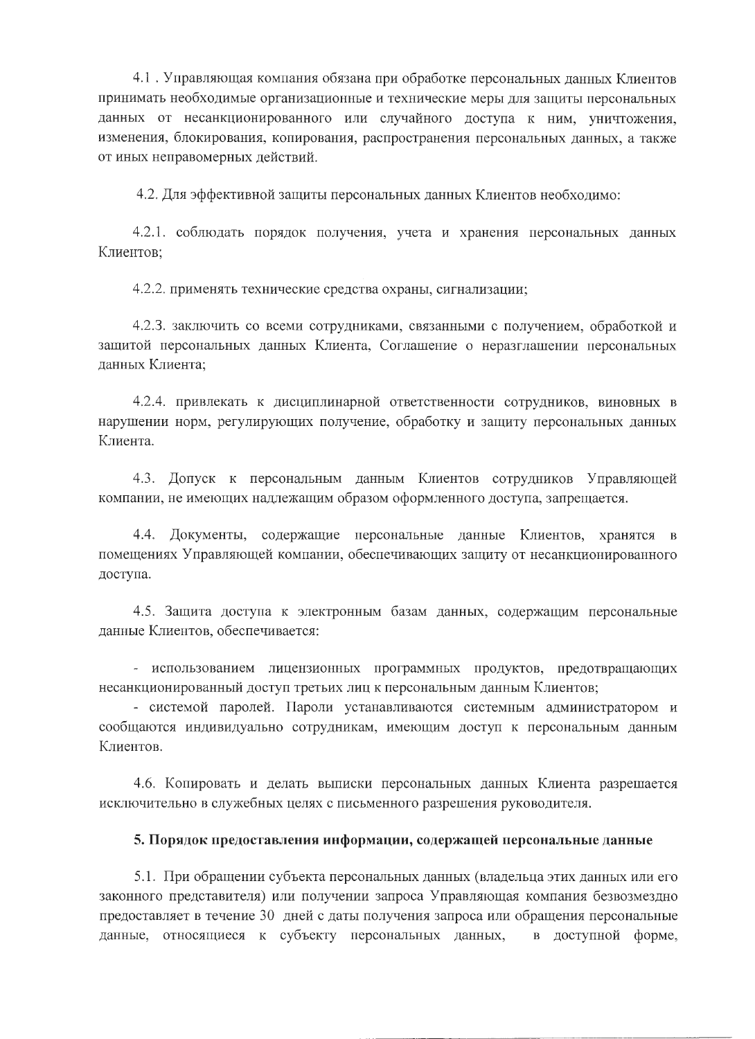4.1 . Управляющая компания обязана при обработке персональных данных Клиентов принимать необходимые организационные и технические меры для защиты персональных данных от несанкционированного или случайного доступа к ним, уничтожения, изменения, блокирования, копирования, распространения персональных данных, а также от иных неправомерных действий.

4.2. Для эффективной защиты персональных данных Клиентов необходимо:

4.2.1. соблюдать порядок получения, учета и хранения персональных данных Клиентов;

4.2.2. применять технические средства охраны, сигнализации;

4.2.3. заключить со всеми сотрудниками, связанными с получением, обработкой и защитой персональных данных Клиента, Соглашение о неразглашении персональных данных Клиента;

4.2.4. привлекать к дисциплинарной ответственности сотрудников, виновных в нарушении норм, регулирующих получение, обработку и защиту персональных данных Клиента.

4.3. Допуск к персональным данным Клиентов сотрудников Управляющей компании, не имеющих надлежащим образом оформленного доступа, запрещается.

4.4. Документы, содержащие персональные данные Клиентов, хранятся в помещениях Управляющей компании, обеспечивающих защиту от несанкционированного доступа.

4.5. Защита доступа к электронным базам данных, содержащим персональные данные Клиентов, обеспечивается:

- использованием лицензионных программных продуктов, предотвращающих несанкционированный доступ третьих лиц к персональным данным Клиентов;
- системой паролей. Пароли устанавливаются системным администратором и сообщаются индивидуально сотрудникам, имеющим доступ к персональным данным Клиентов.

4.6. Копировать и делать выписки персональных данных Клиента разрешается исключительно в служебных целях с письменного разрешения руководителя.

**5. Порядок предоставления информации, содержащей персональные данные**

5.1. При обращении субъекта персональных данных (владельца этих данных или его законного представителя) или получении запроса Управляющая компания безвозмездно предоставляет в течение 30 дней с даты получения запроса или обращения персональные данные, относящиеся к субъекту персональных данных, в доступной форме,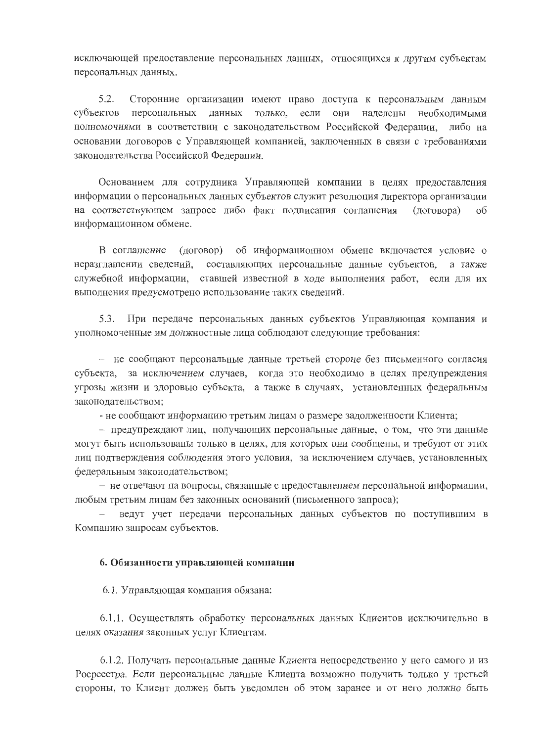исключающей предоставление персональных данных, относящихся к другим субъектам персональных данных.

5.2. Сторонние организации имеют право доступа к персональным данным субъектов персональных данных только, если они наделены необходимыми полномочиями в соответствии с законодательством Российской Федерации, либо на основании договоров с Управляющей компанией, заключенных в связи с требованиями законодательства Российской Федерации.

Основанием для сотрудника Управляющей компании в целях предоставления информации о персональных данных субъектов служит резолюция директора организации на соответствующем запросе либо факт подписания соглашения (договора) об информационном обмене.

В соглашение (договор) об информационном обмене включается условие о неразглашении сведений, составляющих персональные данные субъектов, а также служебной информации, ставшей известной в ходе выполнения работ, если для их выполнения предусмотрено использование таких сведений.

5.3. При передаче персональных данных субъектов Управляющая компания и уполномоченные им должностные лица соблюдают следующие требования:

– не сообщают персональные данные третьей стороне без письменного согласия субъекта, за исключением случаев, когда это необходимо в целях предупреждения угрозы жизни и здоровью субъекта, а также в случаях, установленных федеральным законодательством;

- не сообщают информацию третьим лицам о размере задолженности Клиента;

– предупреждают лиц, получающих персональные данные, о том, что эти данные могут быть использованы только в целях, для которых они сообщены, и требуют от этих лиц подтверждения соблюдения этого условия, за исключением случаев, установленных федеральным законодательством;

– не отвечают на вопросы, связанные с предоставлением персональной информации, любым третьим лицам без законных оснований (письменного запроса);

– ведут учет передачи персональных данных субъектов по поступившим в Компанию запросам субъектов.

**6. Обязанности управляющей компании**

6.1. Управляющая компания обязана:

6.1.1. Осуществлять обработку персональных данных Клиентов исключительно в целях оказания законных услуг Клиентам.

6.1.2. Получать персональные данные Клиента непосредственно у него самого и из Росреестра. Если персональные данные Клиента возможно получить только у третьей стороны, то Клиент должен быть уведомлен об этом заранее и от него должно быть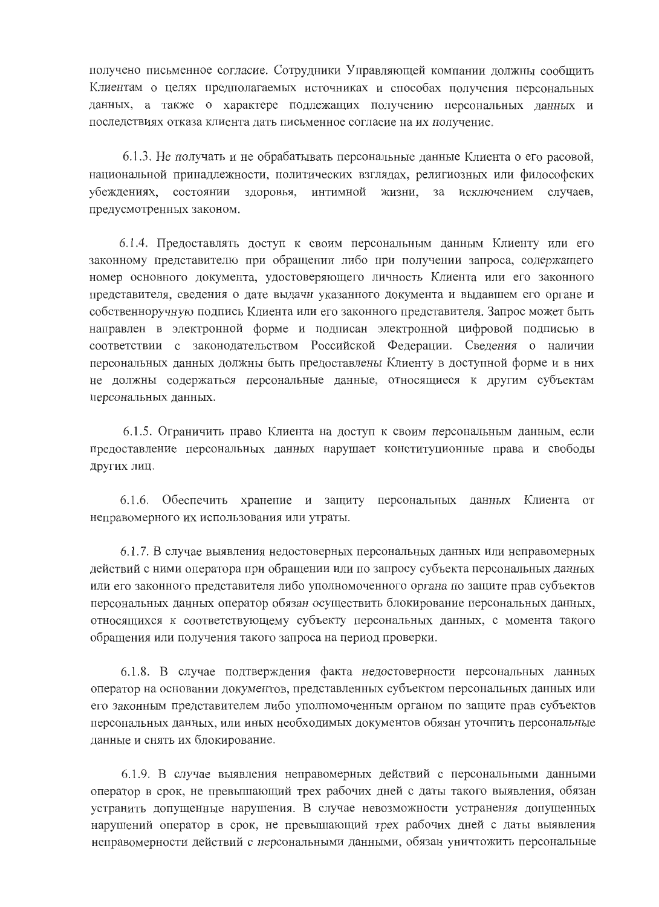получено письменное согласие. Сотрудники Управляющей компании должны сообщить Клиентам о целях предполагаемых источниках и способах получения персональных данных, а также о характере подлежащих получению персональных данных и последствиях отказа клиента дать письменное согласие на их получение.

6.1.3. Не получать и не обрабатывать персональные данные Клиента о его расовой, национальной принадлежности, политических взглядах, религиозных или философских убеждениях, состоянии здоровья, интимной жизни, за исключением случаев, предусмотренных законом.

6.1.4. Предоставлять доступ к своим персональным данным Клиенту или его законному представителю при обращении либо при получении запроса, содержащего номер основного документа, удостоверяющего личность Клиента или его законного представителя, сведения о дате выдачи указанного документа и выдавшем его органе и собственноручную подпись Клиента или его законного представителя. Запрос может быть направлен в электронной форме и подписан электронной цифровой подписью в соответствии с законодательством Российской Федерации. Сведения о наличии персональных данных должны быть предоставлены Клиенту в доступной форме и в них не должны содержаться персональные данные, относящиеся к другим субъектам персональных данных.

6.1.5. Ограничить право Клиента на доступ к своим персональным данным, если предоставление персональных данных нарушает конституционные права и свободы других лиц.

6.1.6. Обеспечить хранение и защиту персональных данных Клиента от неправомерного их использования или утраты.

6.1.7. В случае выявления недостоверных персональных данных или неправомерных действий с ними оператора при обращении или по запросу субъекта персональных данных или его законного представителя либо уполномоченного органа по защите прав субъектов персональных данных оператор обязан осуществить блокирование персональных данных, относящихся к соответствующему субъекту персональных данных, с момента такого обращения или получения такого запроса на период проверки.

6.1.8. В случае подтверждения факта недостоверности персональных данных оператор на основании документов, представленных субъектом персональных данных или его законным представителем либо уполномоченным органом по защите прав субъектов персональных данных, или иных необходимых документов обязан уточнить персональные данные и снять их блокирование.

6.1.9. В случае выявления неправомерных действий с персональными данными оператор в срок, не превышающий трех рабочих дней с даты такого выявления, обязан устранить допущенные нарушения. В случае невозможности устранения допущенных нарушений оператор в срок, не превышающий трех рабочих дней с даты выявления неправомерности действий с персональными данными, обязан уничтожить персональные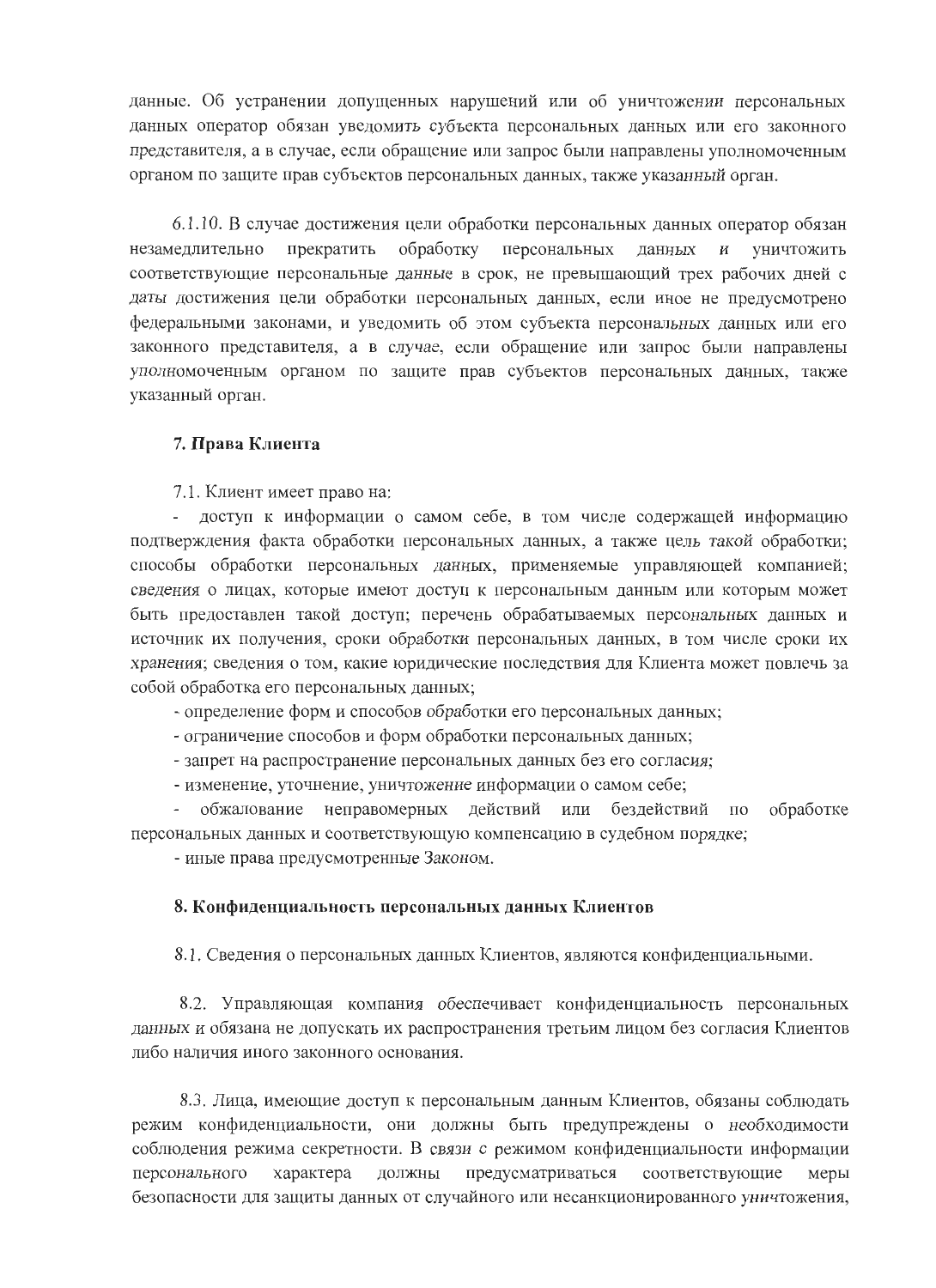данные. Об устранении допущенных нарушений или об уничтожении персональных данных оператор обязан уведомить субъекта персональных данных или его законного представителя, а в случае, если обращение или запрос были направлены уполномоченным органом по защите прав субъектов персональных данных, также указанный орган.

6.1.10. В случае достижения цели обработки персональных данных оператор обязан незамедлительно прекратить обработку персональных данных и уничтожить соответствующие персональные данные в срок, не превышающий трех рабочих дней с даты достижения цели обработки персональных данных, если иное не предусмотрено федеральными законами, и уведомить об этом субъекта персональных данных или его законного представителя, а в случае, если обращение или запрос были направлены уполномоченным органом по защите прав субъектов персональных данных, также указанный орган.

**7. Права Клиента**

7.1. Клиент имеет право на:

- доступ к информации о самом себе, в том числе содержащей информацию подтверждения факта обработки персональных данных, а также цель такой обработки; способы обработки персональных данных, применяемые управляющей компанией; сведения о лицах, которые имеют доступ к персональным данным или которым может быть предоставлен такой доступ; перечень обрабатываемых персональных данных и источник их получения, сроки обработки персональных данных, в том числе сроки их хранения; сведения о том, какие юридические последствия для Клиента может повлечь за собой обработка его персональных данных;
- определение форм и способов обработки его персональных данных;
- ограничение способов и форм обработки персональных данных;
- запрет на распространение персональных данных без его согласия;
- изменение, уточнение, уничтожение информации о самом себе;
- обжалование неправомерных действий или бездействий по обработке персональных данных и соответствующую компенсацию в судебном порядке;
- иные права предусмотренные Законом.

**8. Конфиденциальность персональных данных Клиентов**

8.1. Сведения о персональных данных Клиентов, являются конфиденциальными.

8.2. Управляющая компания обеспечивает конфиденциальность персональных данных и обязана не допускать их распространения третьим лицом без согласия Клиентов либо наличия иного законного основания.

8.3. Лица, имеющие доступ к персональным данным Клиентов, обязаны соблюдать режим конфиденциальности, они должны быть предупреждены о необходимости соблюдения режима секретности. В связи с режимом конфиденциальности информации персонального характера должны предусматриваться соответствующие меры безопасности для защиты данных от случайного или несанкционированного уничтожения,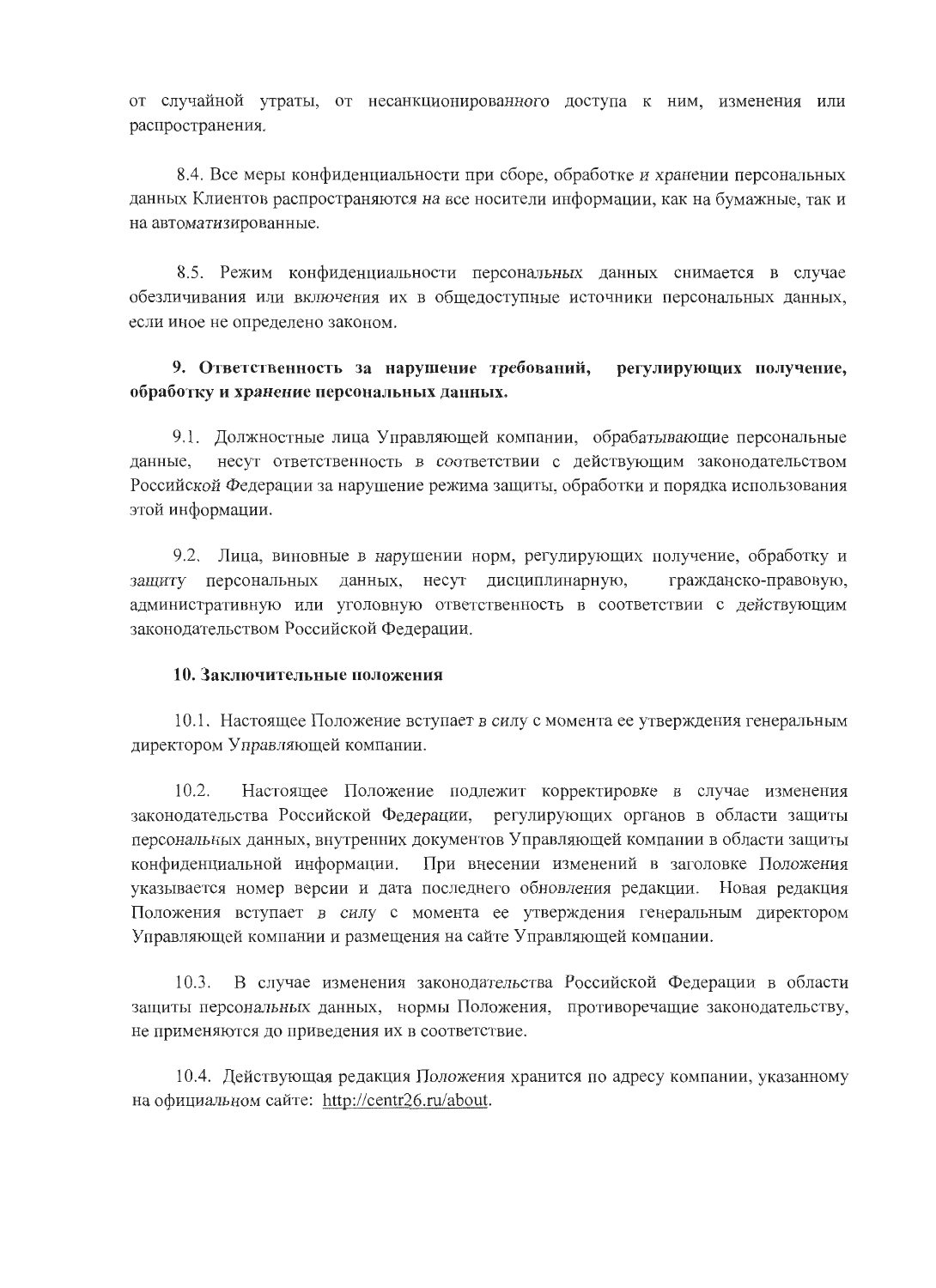от случайной утраты, от несанкционированного доступа к ним, изменения или распространения.

8.4. Все меры конфиденциальности при сборе, обработке и хранении персональных данных Клиентов распространяются на все носители информации, как на бумажные, так и на автоматизированные.

8.5. Режим конфиденциальности персональных данных снимается в случае обезличивания или включения их в общедоступные источники персональных данных, если иное не определено законом.

## 9. Ответственность за нарушение требований, регулирующих получение, обработку и хранение персональных данных.

9.1. Должностные лица Управляющей компании, обрабатывающие персональные данные, несут ответственность в соответствии с действующим законодательством Российской Федерации за нарушение режима защиты, обработки и порядка использования этой информации.

9.2. Лица, виновные в нарушении норм, регулирующих получение, обработку и защиту персональных данных, несут дисциплинарную, гражданско-правовую, административную или уголовную ответственность в соответствии с действующим законодательством Российской Федерации.

## 10. Заключительные положения

10.1. Настоящее Положение вступает в силу с момента ее утверждения генеральным директором Управляющей компании.

10.2. Настоящее Положение подлежит корректировке в случае изменения законодательства Российской Федерации, регулирующих органов в области защиты персональных данных, внутренних документов Управляющей компании в области защиты конфиденциальной информации. При внесении изменений в заголовке Положения указывается номер версии и дата последнего обновления редакции. Новая редакция Положения вступает в силу с момента ее утверждения генеральным директором Управляющей компании и размещения на сайте Управляющей компании.

10.3. В случае изменения законодательства Российской Федерации в области защиты персональных данных, нормы Положения, противоречащие законодательству, не применяются до приведения их в соответствие.

10.4. Действующая редакция Положения хранится по адресу компании, указанному на официальном сайте: http://centr26.ru/about.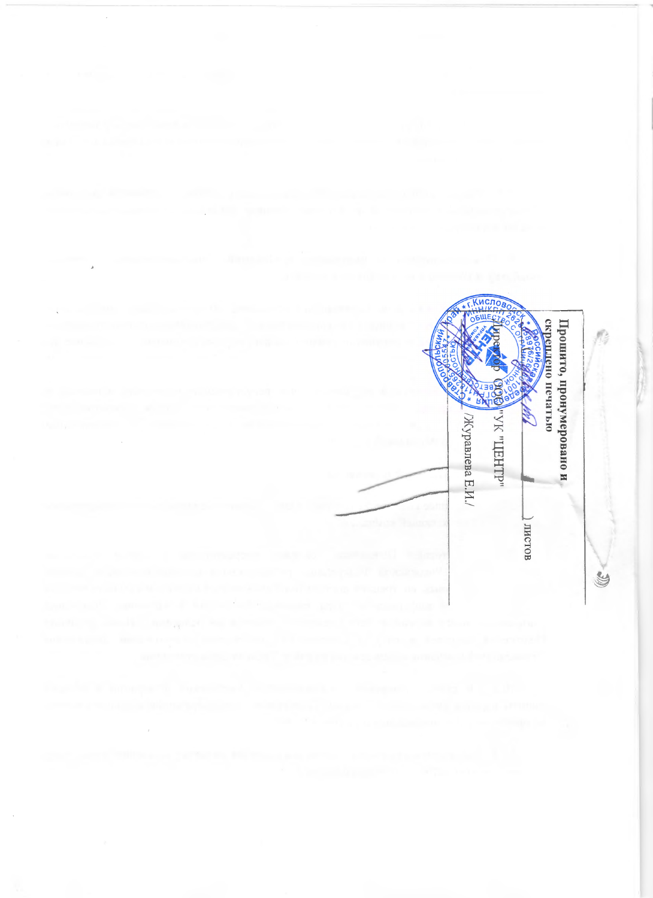Прошито, пронумеровано и скреплено печатью

_______ ) листов

Директор ООО "УК "ЦЕНТР"

/Журавлева Е.И./